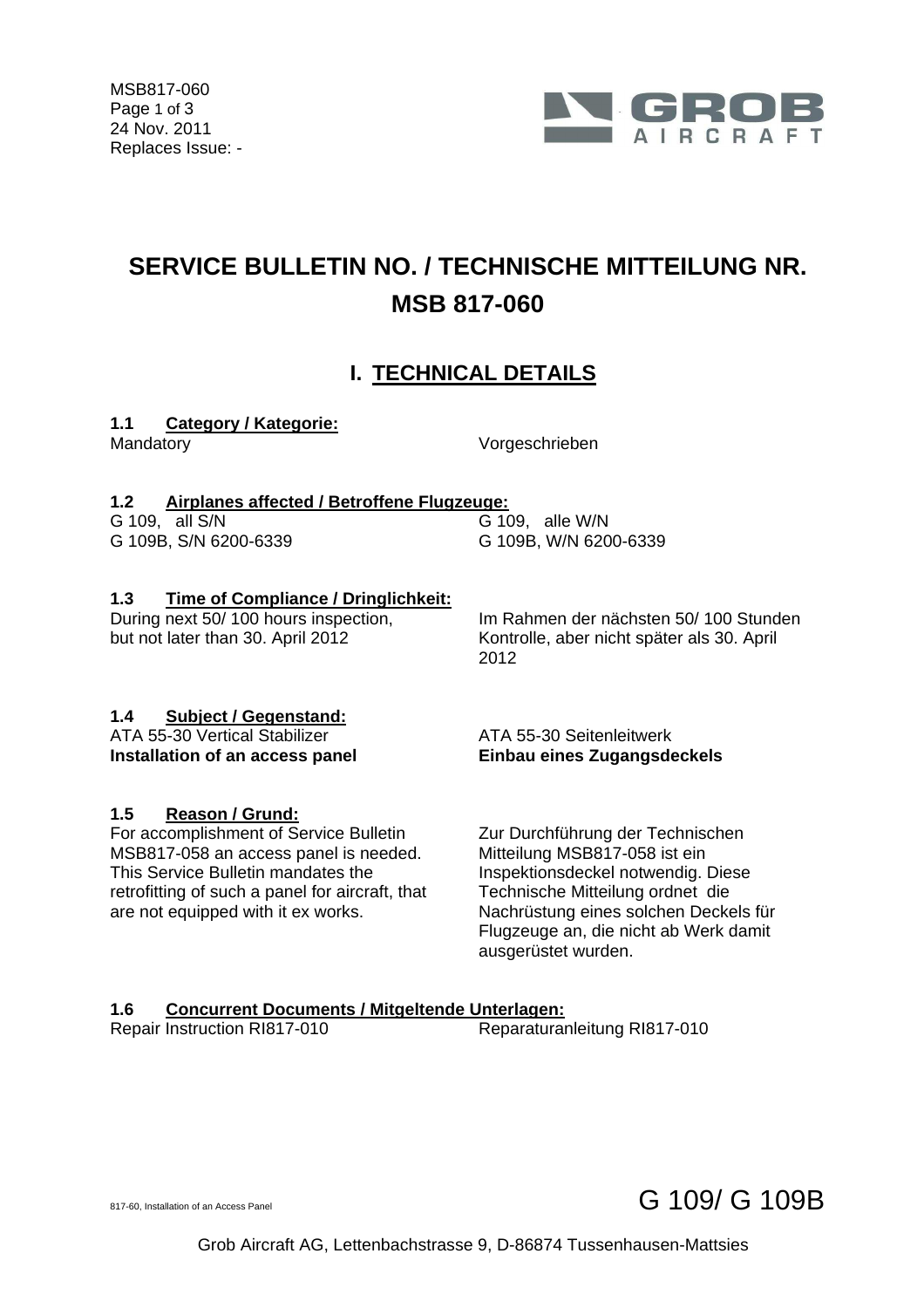MSB817-060
Page 1 of 3
24 Nov. 2011
Replaces Issue: -

# SERVICE BULLETIN NO. / TECHNISCHE MITTEILUNG NR. MSB 817-060

## I. TECHNICAL DETAILS

### 1.1 Category / Kategorie:

| | |
|---|---|
| Mandatory | Vorgeschrieben |

### 1.2 Airplanes affected / Betroffene Flugzeuge:

| | |
|---|---|
| G 109, all S/N<br>G 109B, S/N 6200-6339 | G 109, alle W/N<br>G 109B, W/N 6200-6339 |

### 1.3 Time of Compliance / Dringlichkeit:

| | |
|---|---|
| During next 50/ 100 hours inspection, but not later than 30. April 2012 | Im Rahmen der nächsten 50/ 100 Stunden Kontrolle, aber nicht später als 30. April 2012 |

### 1.4 Subject / Gegenstand:

| | |
|---|---|
| ATA 55-30 Vertical Stabilizer<br>**Installation of an access panel** | ATA 55-30 Seitenleitwerk<br>**Einbau eines Zugangsdeckels** |

### 1.5 Reason / Grund:

| | |
|---|---|
| For accomplishment of Service Bulletin MSB817-058 an access panel is needed. This Service Bulletin mandates the retrofitting of such a panel for aircraft, that are not equipped with it ex works. | Zur Durchführung der Technischen Mitteilung MSB817-058 ist ein Inspektionsdeckel notwendig. Diese Technische Mitteilung ordnet die Nachrüstung eines solchen Deckels für Flugzeuge an, die nicht ab Werk damit ausgerüstet wurden. |

### 1.6 Concurrent Documents / Mitgeltende Unterlagen:

| | |
|---|---|
| Repair Instruction RI817-010 | Reparaturanleitung RI817-010 |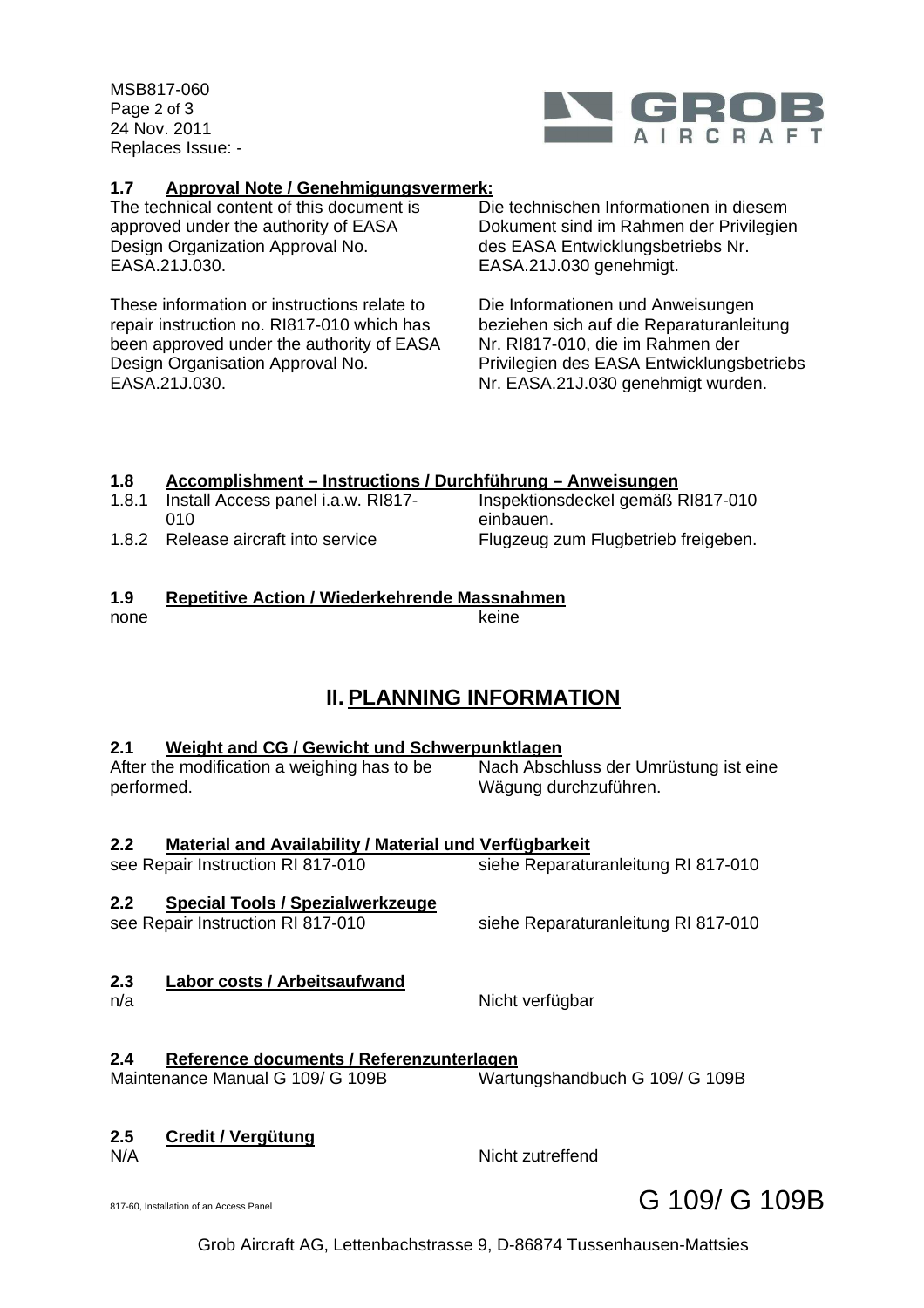### 1.7 Approval Note / Genehmigungsvermerk:

The technical content of this document is approved under the authority of EASA Design Organization Approval No. EASA.21J.030.

Die technischen Informationen in diesem Dokument sind im Rahmen der Privilegien des EASA Entwicklungsbetriebs Nr. EASA.21J.030 genehmigt.

These information or instructions relate to repair instruction no. RI817-010 which has been approved under the authority of EASA Design Organisation Approval No. EASA.21J.030.

Die Informationen und Anweisungen beziehen sich auf die Reparaturanleitung Nr. RI817-010, die im Rahmen der Privilegien des EASA Entwicklungsbetriebs Nr. EASA.21J.030 genehmigt wurden.

### 1.8 Accomplishment – Instructions / Durchführung – Anweisungen

1.8.1 Install Access panel i.a.w. RI817-010 / Inspektionsdeckel gemäß RI817-010 einbauen.

1.8.2 Release aircraft into service / Flugzeug zum Flugbetrieb freigeben.

### 1.9 Repetitive Action / Wiederkehrende Massnahmen

none / keine

## II. PLANNING INFORMATION

### 2.1 Weight and CG / Gewicht und Schwerpunktlagen

After the modification a weighing has to be performed.

Nach Abschluss der Umrüstung ist eine Wägung durchzuführen.

### 2.2 Material and Availability / Material und Verfügbarkeit

see Repair Instruction RI 817-010 / siehe Reparaturanleitung RI 817-010

### 2.2 Special Tools / Spezialwerkzeuge

see Repair Instruction RI 817-010 / siehe Reparaturanleitung RI 817-010

### 2.3 Labor costs / Arbeitsaufwand

n/a / Nicht verfügbar

### 2.4 Reference documents / Referenzunterlagen

Maintenance Manual G 109/ G 109B / Wartungshandbuch G 109/ G 109B

### 2.5 Credit / Vergütung

N/A / Nicht zutreffend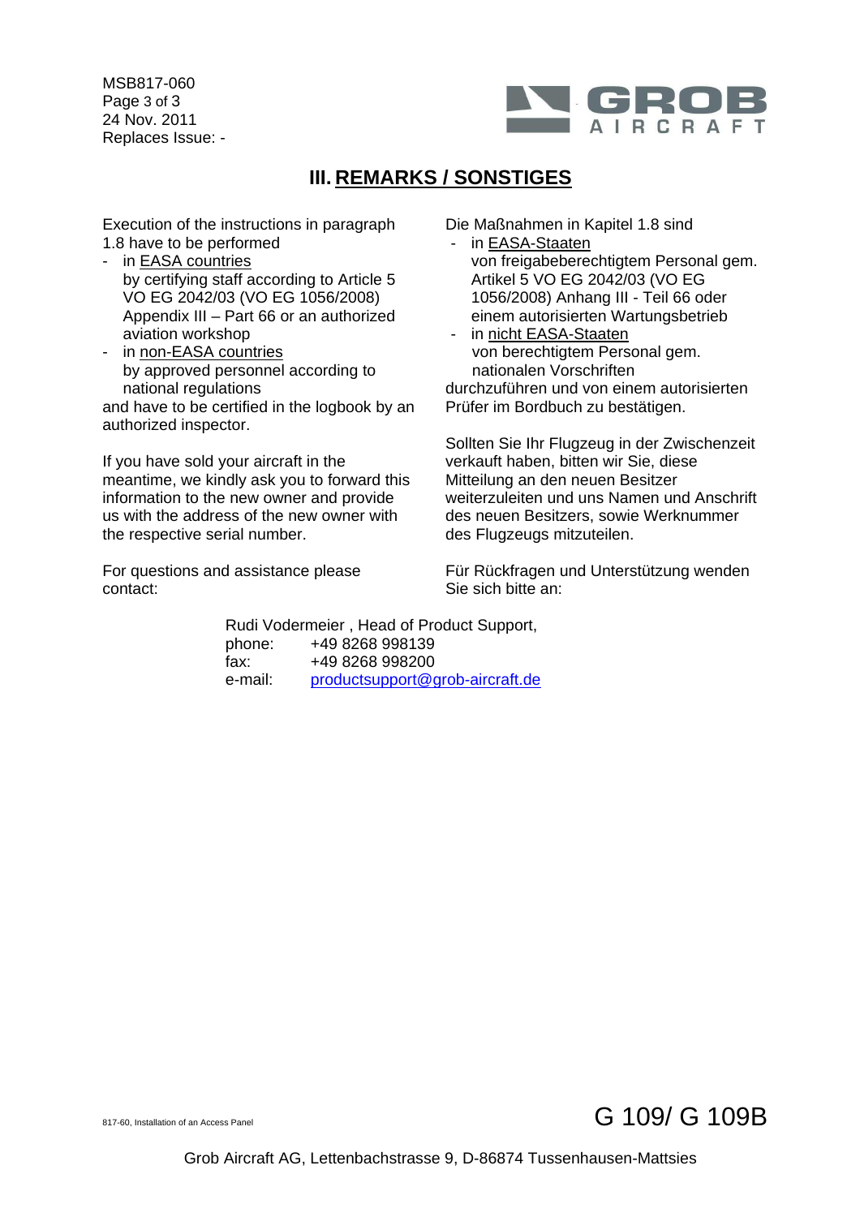## III. REMARKS / SONSTIGES

Execution of the instructions in paragraph 1.8 have to be performed

- in EASA countries by certifying staff according to Article 5 VO EG 2042/03 (VO EG 1056/2008) Appendix III – Part 66 or an authorized aviation workshop
- in non-EASA countries by approved personnel according to national regulations

and have to be certified in the logbook by an authorized inspector.

If you have sold your aircraft in the meantime, we kindly ask you to forward this information to the new owner and provide us with the address of the new owner with the respective serial number.

For questions and assistance please contact:

Die Maßnahmen in Kapitel 1.8 sind

- in EASA-Staaten von freigabeberechtigtem Personal gem. Artikel 5 VO EG 2042/03 (VO EG 1056/2008) Anhang III - Teil 66 oder einem autorisierten Wartungsbetrieb
- in nicht EASA-Staaten von berechtigtem Personal gem. nationalen Vorschriften

durchzuführen und von einem autorisierten Prüfer im Bordbuch zu bestätigen.

Sollten Sie Ihr Flugzeug in der Zwischenzeit verkauft haben, bitten wir Sie, diese Mitteilung an den neuen Besitzer weiterzuleiten und uns Namen und Anschrift des neuen Besitzers, sowie Werknummer des Flugzeugs mitzuteilen.

Für Rückfragen und Unterstützung wenden Sie sich bitte an:

Rudi Vodermeier , Head of Product Support,
phone: +49 8268 998139
fax: +49 8268 998200
e-mail: productsupport@grob-aircraft.de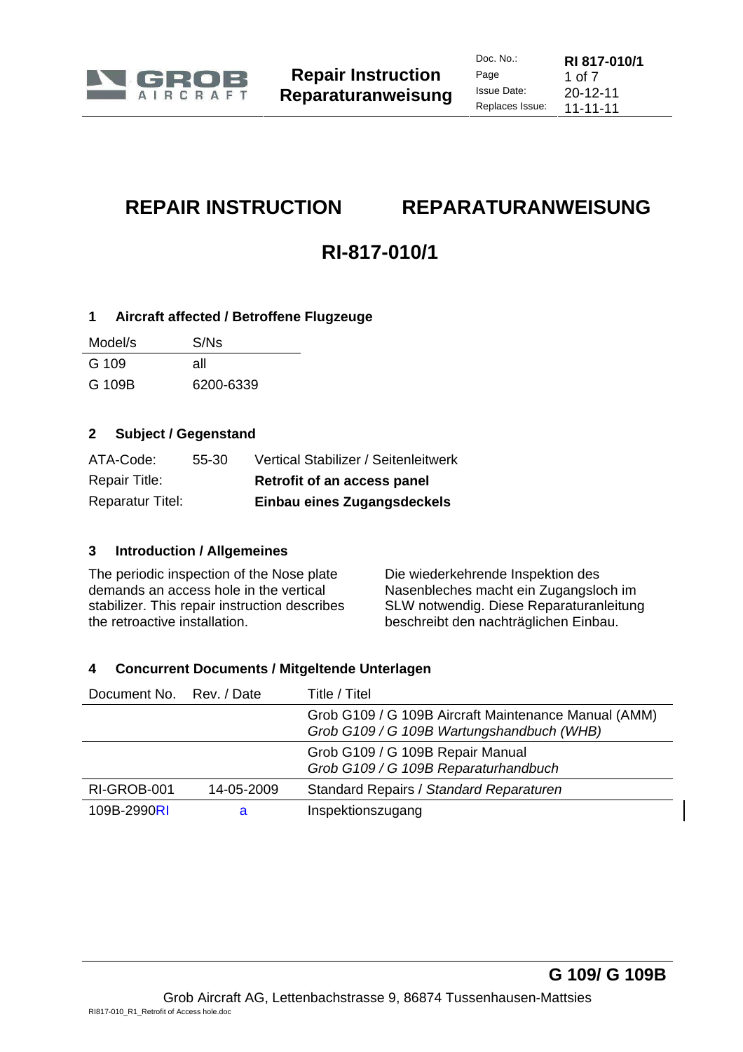# REPAIR INSTRUCTION REPARATURANWEISUNG

## RI-817-010/1

### 1 Aircraft affected / Betroffene Flugzeuge

| Model/s | S/Ns |
|---|---|
| G 109 | all |
| G 109B | 6200-6339 |

### 2 Subject / Gegenstand

| | | |
|---|---|---|
| ATA-Code: | 55-30 | Vertical Stabilizer / Seitenleitwerk |
| Repair Title: | | **Retrofit of an access panel** |
| Reparatur Titel: | | **Einbau eines Zugangsdeckels** |

### 3 Introduction / Allgemeines

The periodic inspection of the Nose plate demands an access hole in the vertical stabilizer. This repair instruction describes the retroactive installation.

Die wiederkehrende Inspektion des Nasenbleches macht ein Zugangsloch im SLW notwendig. Diese Reparaturanleitung beschreibt den nachträglichen Einbau.

### 4 Concurrent Documents / Mitgeltende Unterlagen

| Document No. | Rev. / Date | Title / Titel |
|---|---|---|
| | | Grob G109 / G 109B Aircraft Maintenance Manual (AMM)<br>*Grob G109 / G 109B Wartungshandbuch (WHB)* |
| | | Grob G109 / G 109B Repair Manual<br>*Grob G109 / G 109B Reparaturhandbuch* |
| RI-GROB-001 | 14-05-2009 | Standard Repairs / *Standard Reparaturen* |
| 109B-2990RI | a | Inspektionszugang |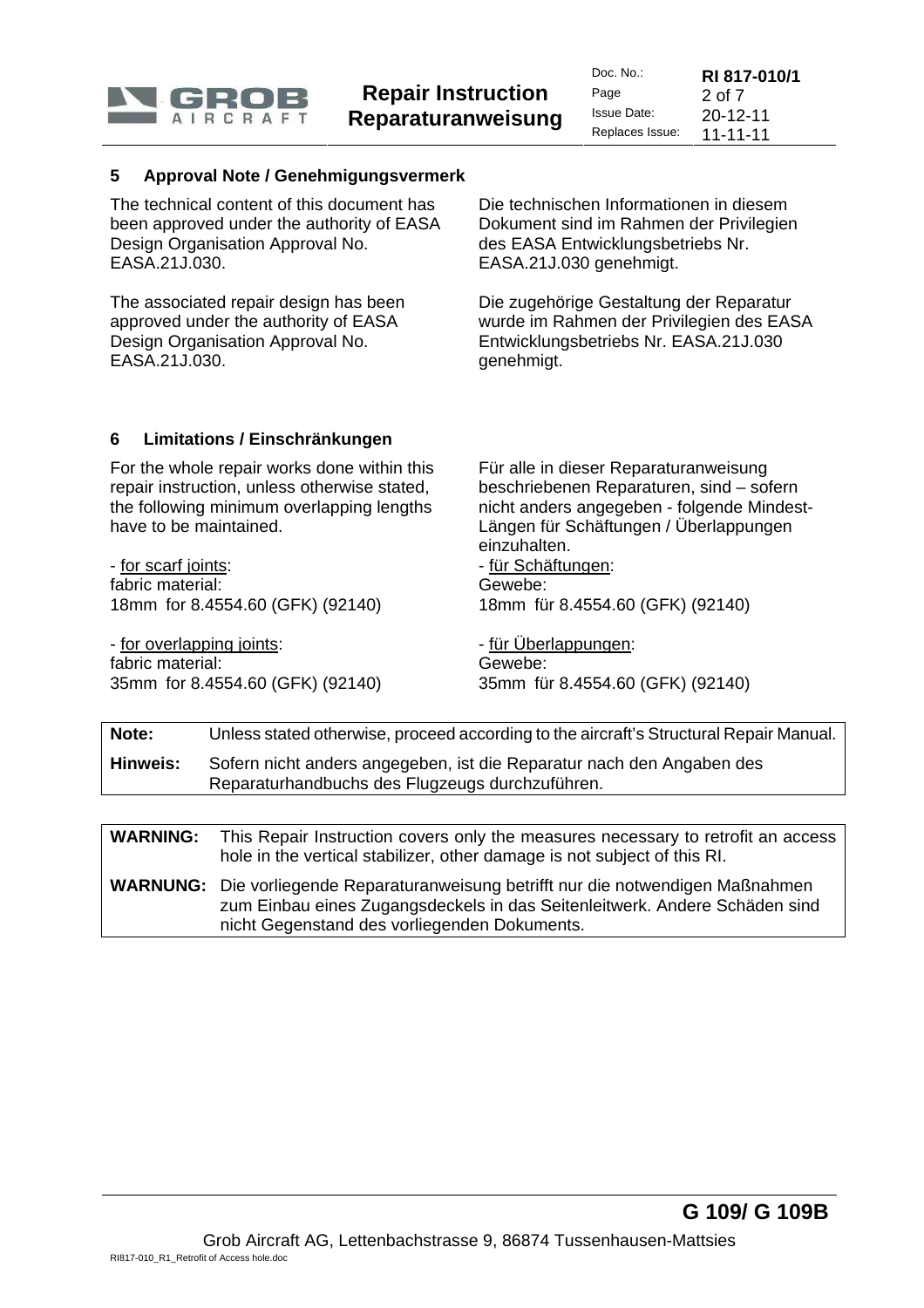## 5 Approval Note / Genehmigungsvermerk

The technical content of this document has been approved under the authority of EASA Design Organisation Approval No. EASA.21J.030.

The associated repair design has been approved under the authority of EASA Design Organisation Approval No. EASA.21J.030.

Die technischen Informationen in diesem Dokument sind im Rahmen der Privilegien des EASA Entwicklungsbetriebs Nr. EASA.21J.030 genehmigt.

Die zugehörige Gestaltung der Reparatur wurde im Rahmen der Privilegien des EASA Entwicklungsbetriebs Nr. EASA.21J.030 genehmigt.

## 6 Limitations / Einschränkungen

For the whole repair works done within this repair instruction, unless otherwise stated, the following minimum overlapping lengths have to be maintained.

- for scarf joints:
fabric material:
18mm for 8.4554.60 (GFK) (92140)

- for overlapping joints:
fabric material:
35mm for 8.4554.60 (GFK) (92140)

Für alle in dieser Reparaturanweisung beschriebenen Reparaturen, sind – sofern nicht anders angegeben - folgende Mindest-Längen für Schäftungen / Überlappungen einzuhalten.

- für Schäftungen:
Gewebe:
18mm für 8.4554.60 (GFK) (92140)

- für Überlappungen:
Gewebe:
35mm für 8.4554.60 (GFK) (92140)

| | |
|---|---|
| **Note:** | Unless stated otherwise, proceed according to the aircraft's Structural Repair Manual. |
| **Hinweis:** | Sofern nicht anders angegeben, ist die Reparatur nach den Angaben des Reparaturhandbuchs des Flugzeugs durchzuführen. |

| | |
|---|---|
| **WARNING:** | This Repair Instruction covers only the measures necessary to retrofit an access hole in the vertical stabilizer, other damage is not subject of this RI. |
| **WARNUNG:** | Die vorliegende Reparaturanweisung betrifft nur die notwendigen Maßnahmen zum Einbau eines Zugangsdeckels in das Seitenleitwerk. Andere Schäden sind nicht Gegenstand des vorliegenden Dokuments. |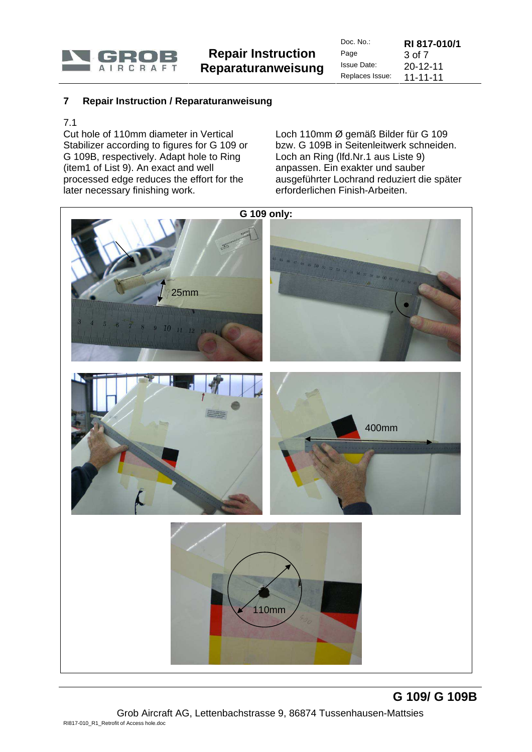## 7 Repair Instruction / Reparaturanweisung

7.1

Cut hole of 110mm diameter in Vertical Stabilizer according to figures for G 109 or G 109B, respectively. Adapt hole to Ring (item1 of List 9). An exact and well processed edge reduces the effort for the later necessary finishing work.

Loch 110mm Ø gemäß Bilder für G 109 bzw. G 109B in Seitenleitwerk schneiden. Loch an Ring (lfd.Nr.1 aus Liste 9) anpassen. Ein exakter und sauber ausgeführter Lochrand reduziert die später erforderlichen Finish-Arbeiten.

**G 109 only:**

25mm

400mm

110mm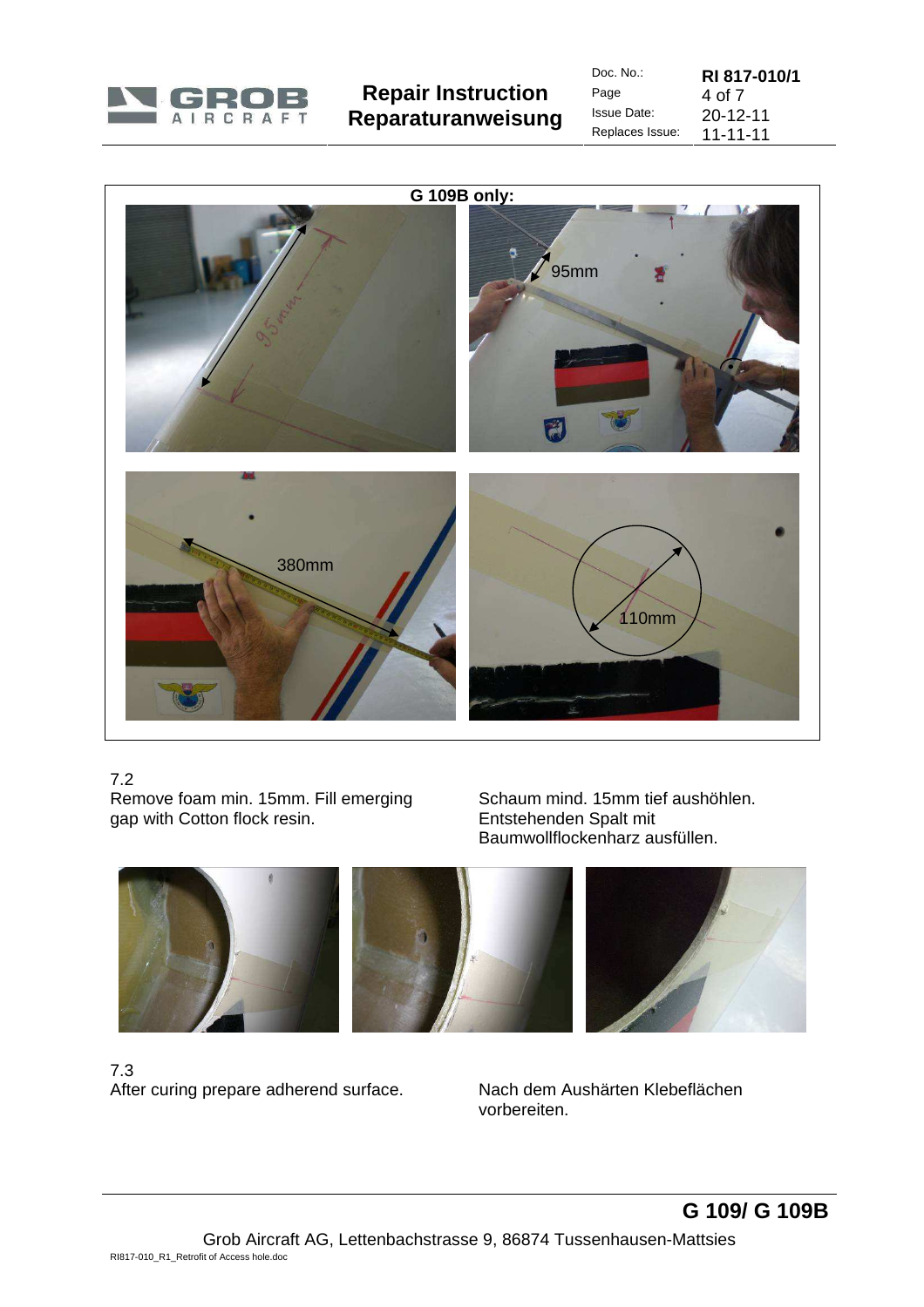**G 109B only:**

95mm

380mm

110mm

7.2

Remove foam min. 15mm. Fill emerging gap with Cotton flock resin.

Schaum mind. 15mm tief aushöhlen. Entstehenden Spalt mit Baumwollflockenharz ausfüllen.

7.3

After curing prepare adherend surface.

Nach dem Aushärten Klebeflächen vorbereiten.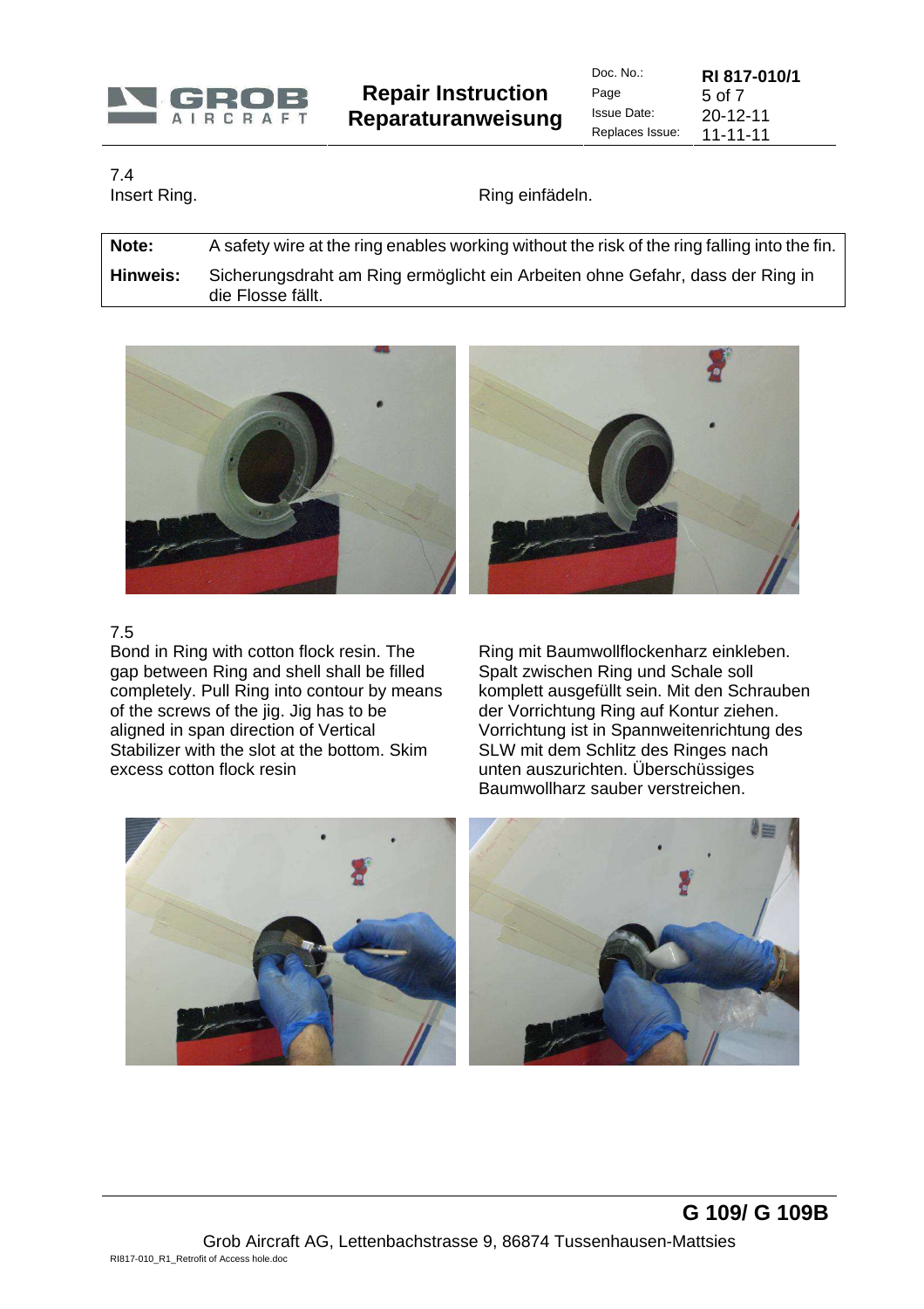7.4

Insert Ring.

Ring einfädeln.

| | |
|---|---|
| **Note:** | A safety wire at the ring enables working without the risk of the ring falling into the fin. |
| **Hinweis:** | Sicherungsdraht am Ring ermöglicht ein Arbeiten ohne Gefahr, dass der Ring in die Flosse fällt. |

7.5

Bond in Ring with cotton flock resin. The gap between Ring and shell shall be filled completely. Pull Ring into contour by means of the screws of the jig. Jig has to be aligned in span direction of Vertical Stabilizer with the slot at the bottom. Skim excess cotton flock resin

Ring mit Baumwollflockenharz einkleben. Spalt zwischen Ring und Schale soll komplett ausgefüllt sein. Mit den Schrauben der Vorrichtung Ring auf Kontur ziehen. Vorrichtung ist in Spannweitenrichtung des SLW mit dem Schlitz des Ringes nach unten auszurichten. Überschüssiges Baumwollharz sauber verstreichen.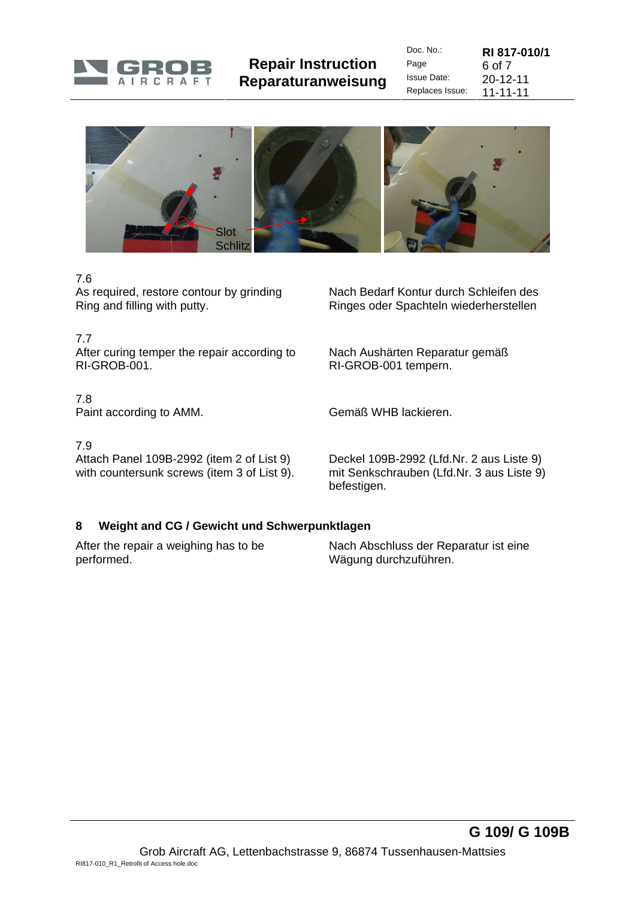Slot
Schlitz

7.6
As required, restore contour by grinding Ring and filling with putty.

Nach Bedarf Kontur durch Schleifen des Ringes oder Spachteln wiederherstellen

7.7
After curing temper the repair according to RI-GROB-001.

Nach Aushärten Reparatur gemäß RI-GROB-001 tempern.

7.8
Paint according to AMM.

Gemäß WHB lackieren.

7.9
Attach Panel 109B-2992 (item 2 of List 9) with countersunk screws (item 3 of List 9).

Deckel 109B-2992 (Lfd.Nr. 2 aus Liste 9) mit Senkschrauben (Lfd.Nr. 3 aus Liste 9) befestigen.

## 8 Weight and CG / Gewicht und Schwerpunktlagen

After the repair a weighing has to be performed.

Nach Abschluss der Reparatur ist eine Wägung durchzuführen.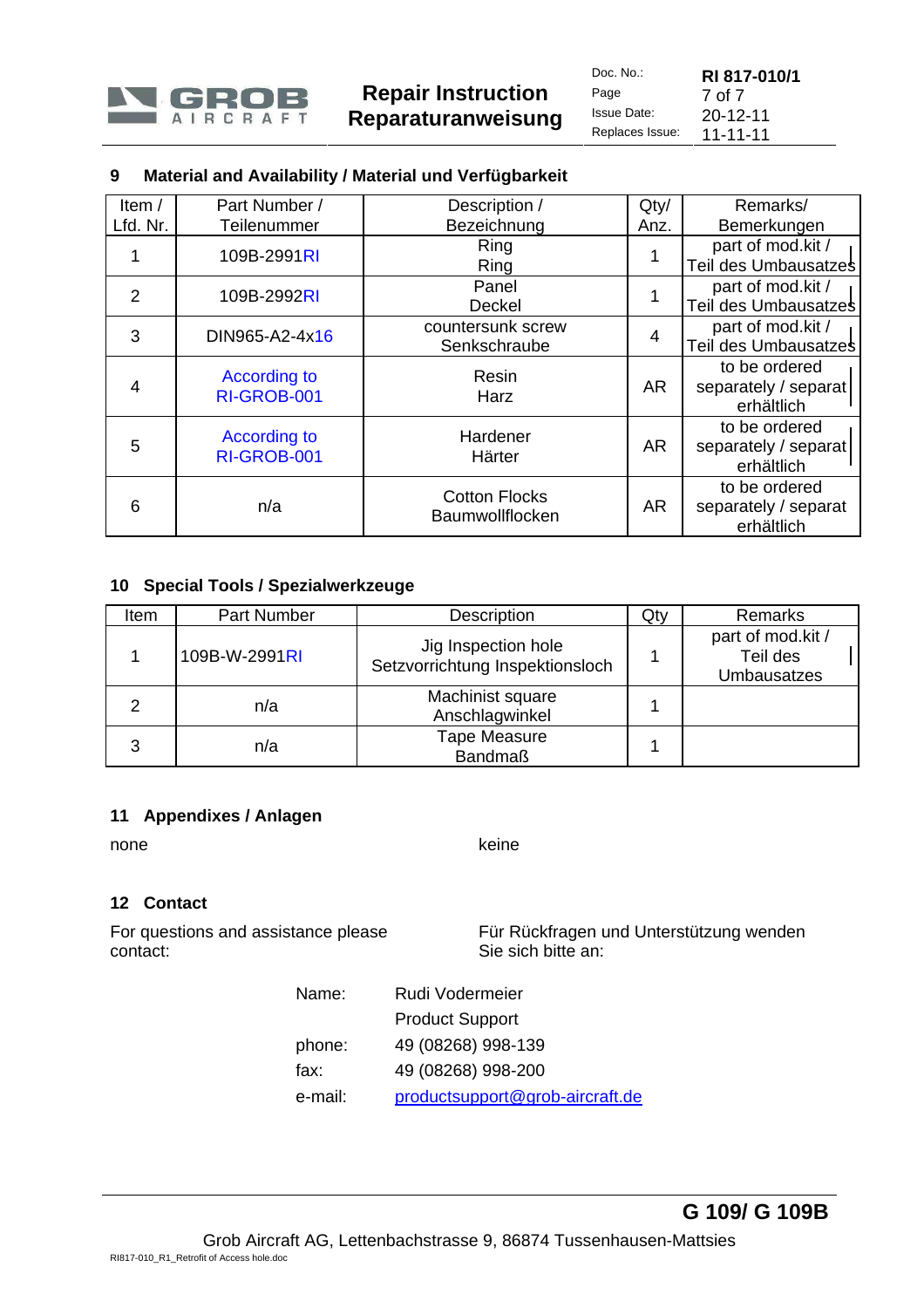## 9 Material and Availability / Material und Verfügbarkeit

| Item / Lfd. Nr. | Part Number / Teilenummer | Description / Bezeichnung | Qty/ Anz. | Remarks/ Bemerkungen |
|---|---|---|---|---|
| 1 | 109B-2991RI | Ring Ring | 1 | part of mod.kit / Teil des Umbausatzes |
| 2 | 109B-2992RI | Panel Deckel | 1 | part of mod.kit / Teil des Umbausatzes |
| 3 | DIN965-A2-4x16 | countersunk screw Senkschraube | 4 | part of mod.kit / Teil des Umbausatzes |
| 4 | According to RI-GROB-001 | Resin Harz | AR | to be ordered separately / separat erhältlich |
| 5 | According to RI-GROB-001 | Hardener Härter | AR | to be ordered separately / separat erhältlich |
| 6 | n/a | Cotton Flocks Baumwollflocken | AR | to be ordered separately / separat erhältlich |

## 10 Special Tools / Spezialwerkzeuge

| Item | Part Number | Description | Qty | Remarks |
|---|---|---|---|---|
| 1 | 109B-W-2991RI | Jig Inspection hole Setzvorrichtung Inspektionsloch | 1 | part of mod.kit / Teil des Umbausatzes |
| 2 | n/a | Machinist square Anschlagwinkel | 1 | |
| 3 | n/a | Tape Measure Bandmaß | 1 | |

## 11 Appendixes / Anlagen

none

keine

## 12 Contact

For questions and assistance please contact:

Für Rückfragen und Unterstützung wenden Sie sich bitte an:

Name: Rudi Vodermeier
Product Support
phone: 49 (08268) 998-139
fax: 49 (08268) 998-200
e-mail: productsupport@grob-aircraft.de